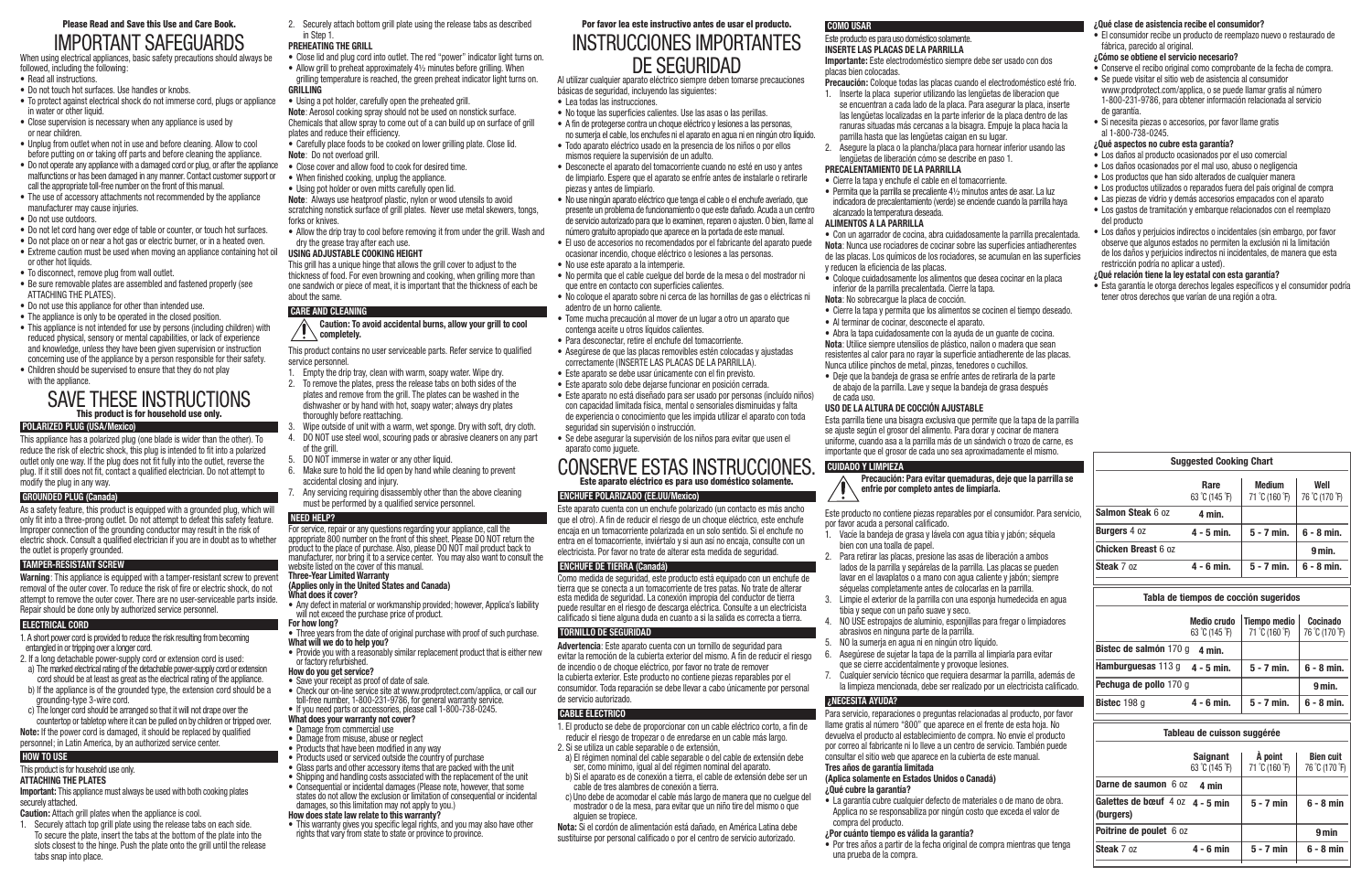**Please Read and Save this Use and Care Book.**

# IMPORTANT SAFEGUARDS

When using electrical appliances, basic safety precautions should always be followed, including the following:

- Read all instructions.
- Do not touch hot surfaces. Use handles or knobs.
- To protect against electrical shock do not immerse cord, plugs or appliance in water or other liquid.
- Close supervision is necessary when any appliance is used by or near children.
- Unplug from outlet when not in use and before cleaning. Allow to cool before putting on or taking off parts and before cleaning the appliance.
- Do not operate any appliance with a damaged cord or plug, or after the appliance malfunctions or has been damaged in any manner. Contact customer support or call the appropriate toll-free number on the front of this manual.
- The use of accessory attachments not recommended by the appliance manufacturer may cause injuries.
- Do not use outdoors.
- Do not let cord hang over edge of table or counter, or touch hot surfaces.
- Do not place on or near a hot gas or electric burner, or in a heated oven.
- Extreme caution must be used when moving an appliance containing hot oil or other hot liquids.
- To disconnect, remove plug from wall outlet.
- Be sure removable plates are assembled and fastened properly (see ATTACHING THE PLATES).
- Do not use this appliance for other than intended use.
- The appliance is only to be operated in the closed position.
- This appliance is not intended for use by persons (including children) with reduced physical, sensory or mental capabilities, or lack of experience and knowledge, unless they have been given supervision or instruction concerning use of the appliance by a person responsible for their safety.
- Children should be supervised to ensure that they do not play with the appliance.

# SAVE THESE INSTRUCTIONS

**This product is for household use only.**

## POLARIZED PLUG (USA/Mexico)

This appliance has a polarized plug (one blade is wider than the other). To reduce the risk of electric shock, this plug is intended to fit into a polarized outlet only one way. If the plug does not fit fully into the outlet, reverse the plug. If it still does not fit, contact a qualified electrician. Do not attempt to modify the plug in any way.

## GROUNDED PLUG (Canada)

As a safety feature, this product is equipped with a grounded plug, which will only fit into a three-prong outlet. Do not attempt to defeat this safety feature. Improper connection of the grounding conductor may result in the risk of electric shock. Consult a qualified electrician if you are in doubt as to whether the outlet is properly grounded.

## TAMPER-RESISTANT SCREW

**Warning**: This appliance is equipped with a tamper-resistant screw to prevent removal of the outer cover. To reduce the risk of fire or electric shock, do not attempt to remove the outer cover. There are no user-serviceable parts inside. Repair should be done only by authorized service personnel.

## ELECTRICAL CORD

1. A short power cord is provided to reduce the risk resulting from becoming entangled in or tripping over a longer cord.
2. If a long detachable power-supply cord or extension cord is used:
   a) The marked electrical rating of the detachable power-supply cord or extension cord should be at least as great as the electrical rating of the appliance.
   b) If the appliance is of the grounded type, the extension cord should be a grounding-type 3-wire cord.
   c) The longer cord should be arranged so that it will not drape over the countertop or tabletop where it can be pulled on by children or tripped over.

**Note:** If the power cord is damaged, it should be replaced by qualified personnel; in Latin America, by an authorized service center.

## HOW TO USE

This product is for household use only.

### ATTACHING THE PLATES

**Important:** This appliance must always be used with both cooking plates securely attached.

**Caution:** Attach grill plates when the appliance is cool.

1. Securely attach top grill plate using the release tabs on each side. To secure the plate, insert the tabs at the bottom of the plate into the slots closest to the hinge. Push the plate onto the grill until the release tabs snap into place.
2. Securely attach bottom grill plate using the release tabs as described in Step 1.

### PREHEATING THE GRILL

- Close lid and plug cord into outlet. The red "power" indicator light turns on.
- Allow grill to preheat approximately 4½ minutes before grilling. When grilling temperature is reached, the green preheat indicator light turns on.

### GRILLING

- Using a pot holder, carefully open the preheated grill.

**Note**: Aerosol cooking spray should not be used on nonstick surface. Chemicals that allow spray to come out of a can build up on surface of grill plates and reduce their efficiency.

- Carefully place foods to be cooked on lower grilling plate. Close lid.

**Note**: Do not overload grill.

- Close cover and allow food to cook for desired time.
- When finished cooking, unplug the appliance.
- Using pot holder or oven mitts carefully open lid.

**Note**: Always use heatproof plastic, nylon or wood utensils to avoid scratching nonstick surface of grill plates. Never use metal skewers, tongs, forks or knives.

- Allow the drip tray to cool before removing it from under the grill. Wash and dry the grease tray after each use.

### USING ADJUSTABLE COOKING HEIGHT

This grill has a unique hinge that allows the grill cover to adjust to the thickness of food. For even browning and cooking, when grilling more than one sandwich or piece of meat, it is important that the thickness of each be about the same.

## CARE AND CLEANING

**Caution: To avoid accidental burns, allow your grill to cool completely.**

This product contains no user serviceable parts. Refer service to qualified service personnel.

1. Empty the drip tray, clean with warm, soapy water. Wipe dry.
2. To remove the plates, press the release tabs on both sides of the plates and remove from the grill. The plates can be washed in the dishwasher or by hand with hot, soapy water; always dry plates thoroughly before reattaching.
3. Wipe outside of unit with a warm, wet sponge. Dry with soft, dry cloth.
4. DO NOT use steel wool, scouring pads or abrasive cleaners on any part of the grill.
5. DO NOT immerse in water or any other liquid.
6. Make sure to hold the lid open by hand while cleaning to prevent accidental closing and injury.
7. Any servicing requiring disassembly other than the above cleaning must be performed by a qualified service personnel.

## NEED HELP?

For service, repair or any questions regarding your appliance, call the appropriate 800 number on the front of this sheet. Please DO NOT return the product to the place of purchase. Also, please DO NOT mail product back to manufacturer, nor bring it to a service center. You may also want to consult the website listed on the cover of this manual.

**Three-Year Limited Warranty**
**(Applies only in the United States and Canada)**

**What does it cover?**
- Any defect in material or workmanship provided; however, Applica's liability will not exceed the purchase price of product.

**For how long?**
- Three years from the date of original purchase with proof of such purchase.

**What will we do to help you?**
- Provide you with a reasonably similar replacement product that is either new or factory refurbished.

**How do you get service?**
- Save your receipt as proof of date of sale.
- Check our on-line service site at www.prodprotect.com/applica, or call our toll-free number, 1-800-231-9786, for general warranty service.
- If you need parts or accessories, please call 1-800-738-0245.

**What does your warranty not cover?**
- Damage from commercial use
- Damage from misuse, abuse or neglect
- Products that have been modified in any way
- Products used or serviced outside the country of purchase
- Glass parts and other accessory items that are packed with the unit
- Shipping and handling costs associated with the replacement of the unit
- Consequential or incidental damages (Please note, however, that some states do not allow the exclusion or limitation of consequential or incidental damages, so this limitation may not apply to you.)

**How does state law relate to this warranty?**
- This warranty gives you specific legal rights, and you may also have other rights that vary from state to state or province to province.

**Por favor lea este instructivo antes de usar el producto.**

# INSTRUCCIONES IMPORTANTES DE SEGURIDAD

Al utilizar cualquier aparato eléctrico siempre deben tomarse precauciones básicas de seguridad, incluyendo las siguientes:

- Lea todas las instrucciones.
- No toque las superficies calientes. Use las asas o las perillas.
- A fin de protegerse contra un choque eléctrico y lesiones a las personas, no sumerja el cable, los enchufes ni el aparato en agua ni en ningún otro líquido.
- Todo aparato eléctrico usado en la presencia de los niños o por ellos mismos requiere la supervisión de un adulto.
- Desconecte el aparato del tomacorriente cuando no esté en uso y antes de limpiarlo. Espere que el aparato se enfríe antes de instalarle o retirarle piezas y antes de limpiarlo.
- No use ningún aparato eléctrico que tenga el cable o el enchufe averiado, que presente un problema de funcionamiento o que esté dañado. Acuda a un centro de servicio autorizado para que lo examinen, reparen o ajusten. O bien, llame al número gratuito apropiado que aparece en la portada de este manual.
- El uso de accesorios no recomendados por el fabricante del aparato puede ocasionar incendio, choque eléctrico o lesiones a las personas.
- No use este aparato a la intemperie.
- No permita que el cable cuelgue del borde de la mesa o del mostrador ni que entre en contacto con superficies calientes.
- No coloque el aparato sobre ni cerca de las hornillas de gas o eléctricas ni adentro de un horno caliente.
- Tome mucha precaución al mover de un lugar a otro un aparato que contenga aceite u otros líquidos calientes.
- Para desconectar, retire el enchufe del tomacorriente.
- Asegúrese de que las placas removibles estén colocadas y ajustadas correctamente (INSERTE LAS PLACAS DE LA PARRILLA).
- Este aparato se debe usar únicamente con el fin previsto.
- Este aparato solo debe dejarse funcionar en posición cerrada.
- Este aparato no está diseñado para ser usado por personas (incluido niños) con capacidad limitada física, mental o sensoriales disminuidas y falta de experiencia o conocimiento que les impida utilizar el aparato con toda seguridad sin supervisión o instrucción.
- Se debe asegurar la supervisión de los niños para evitar que usen el aparato como juguete.

# CONSERVE ESTAS INSTRUCCIONES.

**Este aparato eléctrico es para uso doméstico solamente.**

## ENCHUFE POLARIZADO (EE.UU/Mexico)

Este aparato cuenta con un enchufe polarizado (un contacto es más ancho que el otro). A fin de reducir el riesgo de un choque eléctrico, este enchufe encaja en un tomacorriente polarizada en un solo sentido. Si el enchufe no entra en el tomacorriente, inviértalo y si aun así no encaja, consulte con un electricista. Por favor no trate de alterar esta medida de seguridad.

## ENCHUFE DE TIERRA (Canadá)

Como medida de seguridad, este producto está equipado con un enchufe de tierra que se conecta a un tomacorriente de tres patas. No trate de alterar esta medida de seguridad. La conexión impropia del conductor de tierra puede resultar en el riesgo de descarga eléctrica. Consulte a un electricista calificado si tiene alguna duda en cuanto a si la salida es correcta a tierra.

## TORNILLO DE SEGURIDAD

**Advertencia**: Este aparato cuenta con un tornillo de seguridad para evitar la remoción de la cubierta exterior del mismo. A fin de reducir el riesgo de incendio o de choque eléctrico, por favor no trate de remover la cubierta exterior. Este producto no contiene piezas reparables por el consumidor. Toda reparación se debe llevar a cabo únicamente por personal de servicio autorizado.

## CABLE ELÉCTRICO

1. El producto se debe de proporcionar con un cable eléctrico corto, a fin de reducir el riesgo de tropezar o de enredarse en un cable más largo.
2. Si se utiliza un cable separable o de extensión,
   a) El régimen nominal del cable separable o del cable de extensión debe ser, como mínimo, igual al del régimen nominal del aparato.
   b) Si el aparato es de conexión a tierra, el cable de extensión debe ser un cable de tres alambres de conexión a tierra.
   c) Uno debe de acomodar el cable más largo de manera que no cuelgue del mostrador o de la mesa, para evitar que un niño tire del mismo o que alguien se tropiece.

**Nota:** Si el cordón de alimentación está dañado, en América Latina debe sustituirse por personal calificado o por el centro de servicio autorizado.

## COMO USAR

Este producto es para uso doméstico solamente.

### INSERTE LAS PLACAS DE LA PARRILLA

**Importante:** Este electrodoméstico siempre debe ser usado con dos placas bien colocadas.

**Precaución:** Coloque todas las placas cuando el electrodoméstico esté frío.

1. Inserte la placa superior utilizando las lengüetas de liberacion que se encuentran a cada lado de la placa. Para asegurar la placa, inserte las lengüetas localizadas en la parte inferior de la placa dentro de las ranuras situadas más cercanas a la bisagra. Empuje la placa hacia la parrilla hasta que las lengüetas caigan en su lugar.
2. Asegure la placa o la plancha/placa para hornear inferior usando las lengüetas de liberación cómo se describe en paso 1.

### PRECALENTAMIENTO DE LA PARRILLA

- Cierre la tapa y enchufe el cable en el tomacorriente.
- Permita que la parrilla se precaliente 4½ minutos antes de asar. La luz indicadora de precalentamiento (verde) se enciende cuando la parrilla haya alcanzado la temperatura deseada.

### ALIMENTOS A LA PARRILLA

- Con un agarrador de cocina, abra cuidadosamente la parrilla precalentada.

**Nota**: Nunca use rociadores de cocinar sobre las superficies antiadherentes de las placas. Los químicos de los rociadores, se acumulan en las superficies y reducen la eficiencia de las placas.

- Coloque cuidadosamente los alimentos que desea cocinar en la placa inferior de la parrilla precalentada. Cierre la tapa.

**Nota**: No sobrecargue la placa de cocción.

- Cierre la tapa y permita que los alimentos se cocinen el tiempo deseado.
- Al terminar de cocinar, desconecte el aparato.
- Abra la tapa cuidadosamente con la ayuda de un guante de cocina.

**Nota**: Utilice siempre utensilios de plástico, nailon o madera que sean resistentes al calor para no rayar la superficie antiadherente de las placas. Nunca utilice pinchos de metal, pinzas, tenedores o cuchillos.

- Deje que la bandeja de grasa se enfríe antes de retirarla de la parte de abajo de la parrilla. Lave y seque la bandeja de grasa después de cada uso.

### USO DE LA ALTURA DE COCCIÓN AJUSTABLE

Esta parrilla tiene una bisagra exclusiva que permite que la tapa de la parrilla se ajuste según el grosor del alimento. Para dorar y cocinar de manera uniforme, cuando asa a la parrilla más de un sándwich o trozo de carne, es importante que el grosor de cada uno sea aproximadamente el mismo.

## CUIDADO Y LIMPIEZA

**Precaución: Para evitar quemaduras, deje que la parrilla se enfríe por completo antes de limpiarla.**

Este producto no contiene piezas reparables por el consumidor. Para servicio, por favor acuda a personal calificado.

1. Vacíe la bandeja de grasa y lávela con agua tibia y jabón; séquela bien con una toalla de papel.
2. Para retirar las placas, presione las asas de liberación a ambos lados de la parrilla y sepárelas de la parrilla. Las placas se pueden lavar en el lavaplatos o a mano con agua caliente y jabón; siempre séquelas completamente antes de colocarlas en la parrilla.
3. Limpie el exterior de la parrilla con una esponja humedecida en agua tibia y seque con un paño suave y seco.
4. NO USE estropajos de aluminio, esponjillas para fregar o limpiadores abrasivos en ninguna parte de la parrilla.
5. NO la sumerja en agua ni en ningún otro líquido.
6. Asegúrese de sujetar la tapa de la parrilla al limpiarla para evitar que se cierre accidentalmente y provoque lesiones.
7. Cualquier servicio técnico que requiera desarmar la parrilla, además de la limpieza mencionada, debe ser realizado por un electricista calificado.

## ¿NECESITA AYUDA?

Para servicio, reparaciones o preguntas relacionadas al producto, por favor llame gratis al número "800" que aparece en el frente de esta hoja. No devuelva el producto al establecimiento de compra. No envíe el producto por correo al fabricante ni lo lleve a un centro de servicio. También puede consultar el sitio web que aparece en la cubierta de este manual.

**Tres años de garantía limitada**
**(Aplica solamente en Estados Unidos o Canadá)**

**¿Qué cubre la garantía?**
- La garantía cubre cualquier defecto de materiales o de mano de obra. Applica no se responsabiliza por ningún costo que exceda el valor de compra del producto.

**¿Por cuánto tiempo es válida la garantía?**
- Por tres años a partir de la fecha original de compra mientras que tenga una prueba de la compra.

**¿Qué clase de asistencia recibe el consumidor?**
- El consumidor recibe un producto de reemplazo nuevo o restaurado de fábrica, parecido al original.

**¿Cómo se obtiene el servicio necesario?**
- Conserve el recibo original como comprobante de la fecha de compra.
- Se puede visitar el sitio web de asistencia al consumidor www.prodprotect.com/applica, o se puede llamar gratis al número 1-800-231-9786, para obtener información relacionada al servicio de garantía.
- Si necesita piezas o accesorios, por favor llame gratis al 1-800-738-0245.

**¿Qué aspectos no cubre esta garantía?**
- Los daños al producto ocasionados por el uso comercial
- Los daños ocasionados por el mal uso, abuso o negligencia
- Los productos que han sido alterados de cualquier manera
- Los productos utilizados o reparados fuera del país original de compra
- Las piezas de vidrio y demás accesorios empacados con el aparato
- Los gastos de tramitación y embarque relacionados con el reemplazo del producto
- Los daños y perjuicios indirectos o incidentales (sin embargo, por favor observe que algunos estados no permiten la exclusión ni la limitación de los daños y perjuicios indirectos ni incidentales, de manera que esta restricción podría no aplicar a usted).

**¿Qué relación tiene la ley estatal con esta garantía?**
- Esta garantía le otorga derechos legales específicos y el consumidor podría tener otros derechos que varían de una región a otra.

**Suggested Cooking Chart**

| | Rare 63 ˚C (145 ˚F) | Medium 71 ˚C (160 ˚F) | Well 76 ˚C (170 ˚F) |
|---|---|---|---|
| Salmon Steak 6 oz | 4 min. | | |
| Burgers 4 oz | 4 - 5 min. | 5 - 7 min. | 6 - 8 min. |
| Chicken Breast 6 oz | | | 9 min. |
| Steak 7 oz | 4 - 6 min. | 5 - 7 min. | 6 - 8 min. |

**Tabla de tiempos de cocción sugeridos**

| | Medio crudo 63 ˚C (145 ˚F) | Tiempo medio 71 ˚C (160 ˚F) | Cocinado 76 ˚C (170 ˚F) |
|---|---|---|---|
| Bistec de salmón 170 g | 4 min. | | |
| Hamburguesas 113 g | 4 - 5 min. | 5 - 7 min. | 6 - 8 min. |
| Pechuga de pollo 170 g | | | 9 min. |
| Bistec 198 g | 4 - 6 min. | 5 - 7 min. | 6 - 8 min. |

**Tableau de cuisson suggérée**

| | Saignant 63 ˚C (145 ˚F) | À point 71 ˚C (160 ˚F) | Bien cuit 76 ˚C (170 ˚F) |
|---|---|---|---|
| Darne de saumon 6 oz | 4 min | | |
| Galettes de bœuf 4 oz (burgers) | 4 - 5 min | 5 - 7 min | 6 - 8 min |
| Poitrine de poulet 6 oz | | | 9 min |
| Steak 7 oz | 4 - 6 min | 5 - 7 min | 6 - 8 min |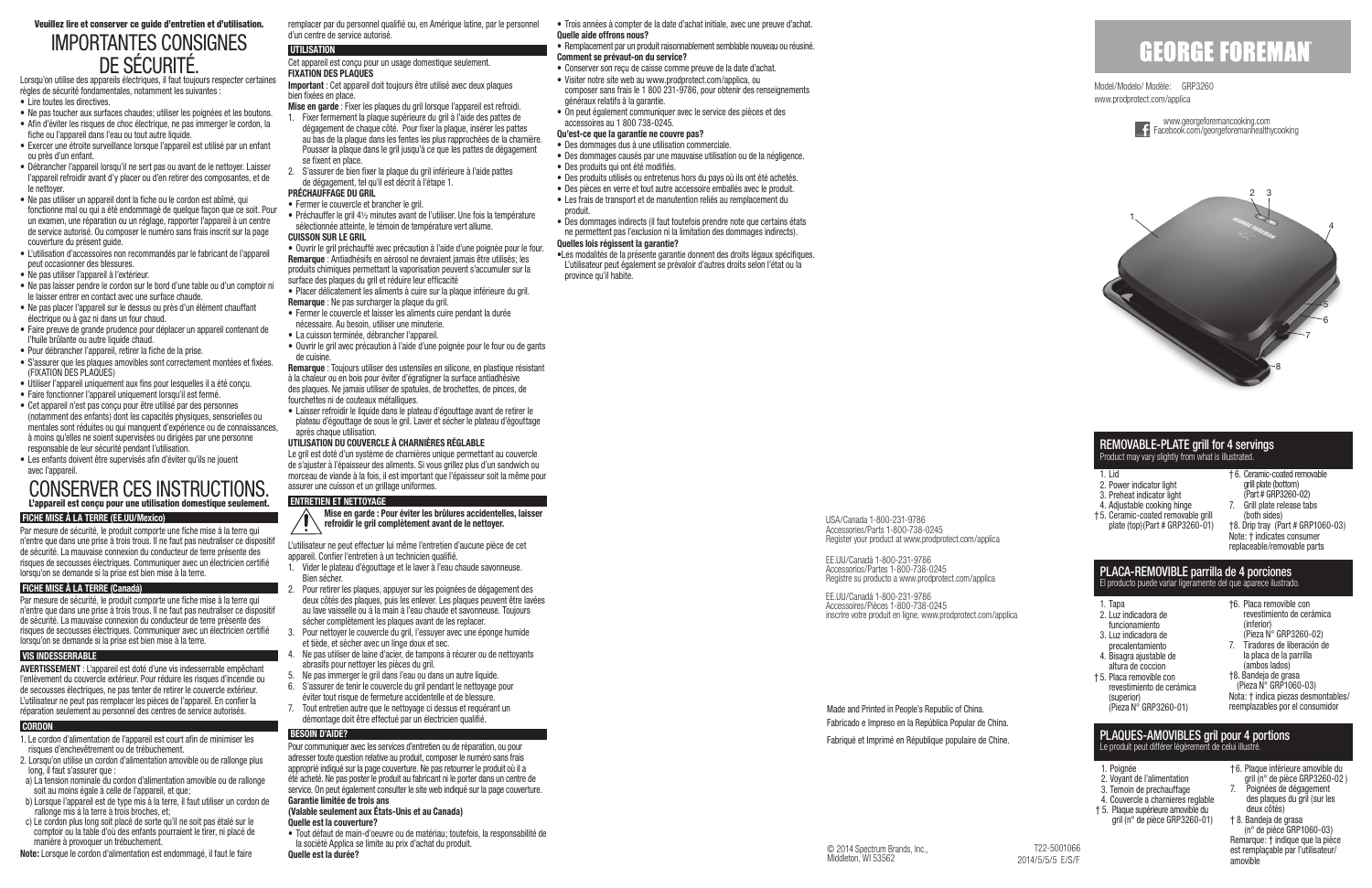**Veuillez lire et conserver ce guide d'entretien et d'utilisation.**

# IMPORTANTES CONSIGNES DE SÉCURITÉ.

Lorsqu'on utilise des appareils électriques, il faut toujours respecter certaines règles de sécurité fondamentales, notamment les suivantes :

- Lire toutes les directives.
- Ne pas toucher aux surfaces chaudes; utiliser les poignées et les boutons.
- Afin d'éviter les risques de choc électrique, ne pas immerger le cordon, la fiche ou l'appareil dans l'eau ou tout autre liquide.
- Exercer une étroite surveillance lorsque l'appareil est utilisé par un enfant ou près d'un enfant.
- Débrancher l'appareil lorsqu'il ne sert pas ou avant de le nettoyer. Laisser l'appareil refroidir avant d'y placer ou d'en retirer des composantes, et de le nettoyer.
- Ne pas utiliser un appareil dont la fiche ou le cordon est abîmé, qui fonctionne mal ou qui a été endommagé de quelque façon que ce soit. Pour un examen, une réparation ou un réglage, rapporter l'appareil à un centre de service autorisé. Ou composer le numéro sans frais inscrit sur la page couverture du présent guide.
- L'utilisation d'accessoires non recommandés par le fabricant de l'appareil peut occasionner des blessures.
- Ne pas utiliser l'appareil à l'extérieur.
- Ne pas laisser pendre le cordon sur le bord d'une table ou d'un comptoir ni le laisser entrer en contact avec une surface chaude.
- Ne pas placer l'appareil sur le dessus ou près d'un élément chauffant électrique ou à gaz ni dans un four chaud.
- Faire preuve de grande prudence pour déplacer un appareil contenant de l'huile brûlante ou autre liquide chaud.
- Pour débrancher l'appareil, retirer la fiche de la prise.
- S'assurer que les plaques amovibles sont correctement montées et fixées. (FIXATION DES PLAQUES)
- Utiliser l'appareil uniquement aux fins pour lesquelles il a été conçu.
- Faire fonctionner l'appareil uniquement lorsqu'il est fermé.
- Cet appareil n'est pas conçu pour être utilisé par des personnes (notamment des enfants) dont les capacités physiques, sensorielles ou mentales sont réduites ou qui manquent d'expérience ou de connaissances, à moins qu'elles ne soient supervisées ou dirigées par une personne responsable de leur sécurité pendant l'utilisation.
- Les enfants doivent être supervisés afin d'éviter qu'ils ne jouent avec l'appareil.

# CONSERVER CES INSTRUCTIONS.

**L'appareil est conçu pour une utilisation domestique seulement.**

### FICHE MISE À LA TERRE (EE.UU/Mexico)

Par mesure de sécurité, le produit comporte une fiche mise à la terre qui n'entre que dans une prise à trois trous. Il ne faut pas neutraliser ce dispositif de sécurité. La mauvaise connexion du conducteur de terre présente des risques de secousses électriques. Communiquer avec un électricien certifié lorsqu'on se demande si la prise est bien mise à la terre.

### FICHE MISE À LA TERRE (Canadá)

Par mesure de sécurité, le produit comporte une fiche mise à la terre qui n'entre que dans une prise à trois trous. Il ne faut pas neutraliser ce dispositif de sécurité. La mauvaise connexion du conducteur de terre présente des risques de secousses électriques. Communiquer avec un électricien certifié lorsqu'on se demande si la prise est bien mise à la terre.

### VIS INDESSERRABLE

**AVERTISSEMENT** : L'appareil est doté d'une vis indesserrable empêchant l'enlèvement du couvercle extérieur. Pour réduire les risques d'incendie ou de secousses électriques, ne pas tenter de retirer le couvercle extérieur. L'utilisateur ne peut pas remplacer les pièces de l'appareil. En confier la réparation seulement au personnel des centres de service autorisés.

### CORDON

1. Le cordon d'alimentation de l'appareil est court afin de minimiser les risques d'enchevêtrement ou de trébuchement.
2. Lorsqu'on utilise un cordon d'alimentation amovible ou de rallonge plus long, il faut s'assurer que :
   a) La tension nominale du cordon d'alimentation amovible ou de rallonge soit au moins égale à celle de l'appareil, et que;
   b) Lorsque l'appareil est de type mis à la terre, il faut utiliser un cordon de rallonge mis à la terre à trois broches, et;
   c) Le cordon plus long soit placé de sorte qu'il ne soit pas étalé sur le comptoir ou la table d'où des enfants pourraient le tirer, ni placé de manière à provoquer un trébuchement.

**Note:** Lorsque le cordon d'alimentation est endommagé, il faut le faire remplacer par du personnel qualifié ou, en Amérique latine, par le personnel d'un centre de service autorisé.

### UTILISATION

Cet appareil est conçu pour un usage domestique seulement.

**FIXATION DES PLAQUES**

**Important** : Cet appareil doit toujours être utilisé avec deux plaques bien fixées en place.

**Mise en garde** : Fixer les plaques du gril lorsque l'appareil est refroidi.

1. Fixer fermement la plaque supérieure du gril à l'aide des pattes de dégagement de chaque côté. Pour fixer la plaque, insérer les pattes au bas de la plaque dans les fentes les plus rapprochées de la charnière. Pousser la plaque dans le gril jusqu'à ce que les pattes de dégagement se fixent en place.
2. S'assurer de bien fixer la plaque du gril inférieure à l'aide pattes de dégagement, tel qu'il est décrit à l'étape 1.

**PRÉCHAUFFAGE DU GRIL**

- Fermer le couvercle et brancher le gril.
- Préchauffer le gril 4½ minutes avant de l'utiliser. Une fois la température sélectionnée atteinte, le témoin de température vert allume.

**CUISSON SUR LE GRIL**

- Ouvrir le gril préchauffé avec précaution à l'aide d'une poignée pour le four.

**Remarque** : Antiadhésifs en aérosol ne devraient jamais être utilisés; les produits chimiques permettant la vaporisation peuvent s'accumuler sur la surface des plaques du gril et réduire leur efficacité

- Placer délicatement les aliments à cuire sur la plaque inférieure du gril.

**Remarque** : Ne pas surcharger la plaque du gril.

- Fermer le couvercle et laisser les aliments cuire pendant la durée nécessaire. Au besoin, utiliser une minuterie.
- La cuisson terminée, débrancher l'appareil.
- Ouvrir le gril avec précaution à l'aide d'une poignée pour le four ou de gants de cuisine.

**Remarque** : Toujours utiliser des ustensiles en silicone, en plastique résistant à la chaleur ou en bois pour éviter d'égratigner la surface antiadhésive des plaques. Ne jamais utiliser de spatules, de brochettes, de pinces, de fourchettes ni de couteaux métalliques.

- Laisser refroidir le liquide dans le plateau d'égouttage avant de retirer le plateau d'égouttage de sous le gril. Laver et sécher le plateau d'égouttage après chaque utilisation.

**UTILISATION DU COUVERCLE À CHARNIÈRES RÉGLABLE**

Le gril est doté d'un système de charnières unique permettant au couvercle de s'ajuster à l'épaisseur des aliments. Si vous grillez plus d'un sandwich ou morceau de viande à la fois, il est important que l'épaisseur soit la même pour assurer une cuisson et un grillage uniformes.

### ENTRETIEN ET NETTOYAGE

**Mise en garde : Pour éviter les brûlures accidentelles, laisser refroidir le gril complètement avant de le nettoyer.**

L'utilisateur ne peut effectuer lui même l'entretien d'aucune pièce de cet appareil. Confier l'entretien à un technicien qualifié.

1. Vider le plateau d'égouttage et le laver à l'eau chaude savonneuse. Bien sécher.
2. Pour retirer les plaques, appuyer sur les poignées de dégagement des deux côtés des plaques, puis les enlever. Les plaques peuvent être lavées au lave vaisselle ou à la main à l'eau chaude et savonneuse. Toujours sécher complètement les plaques avant de les replacer.
3. Pour nettoyer le couvercle du gril, l'essuyer avec une éponge humide et tiède, et sécher avec un linge doux et sec.
4. Ne pas utiliser de laine d'acier, de tampons à récurer ou de nettoyants abrasifs pour nettoyer les pièces du gril.
5. Ne pas immerger le gril dans l'eau ou dans un autre liquide.
6. S'assurer de tenir le couvercle du gril pendant le nettoyage pour éviter tout risque de fermeture accidentelle et de blessure.
7. Tout entretien autre que le nettoyage ci dessus et requérant un démontage doit être effectué par un électricien qualifié.

### BESOIN D'AIDE?

Pour communiquer avec les services d'entretien ou de réparation, ou pour adresser toute question relative au produit, composer le numéro sans frais approprié indiqué sur la page couverture. Ne pas retourner le produit où il a été acheté. Ne pas poster le produit au fabricant ni le porter dans un centre de service. On peut également consulter le site web indiqué sur la page couverture.

**Garantie limitée de trois ans**
**(Valable seulement aux États-Unis et au Canada)**

**Quelle est la couverture?**

- Tout défaut de main-d'oeuvre ou de matériau; toutefois, la responsabilité de la société Applica se limite au prix d'achat du produit.

**Quelle est la durée?**

- Trois années à compter de la date d'achat initiale, avec une preuve d'achat.

**Quelle aide offrons nous?**

- Remplacement par un produit raisonnablement semblable nouveau ou réusiné.

**Comment se prévaut-on du service?**

- Conserver son reçu de caisse comme preuve de la date d'achat.
- Visiter notre site web au www.prodprotect.com/applica, ou composer sans frais le 1 800 231-9786, pour obtenir des renseignements généraux relatifs à la garantie.
- On peut également communiquer avec le service des pièces et des accessoires au 1 800 738-0245.

**Qu'est-ce que la garantie ne couvre pas?**

- Des dommages dus à une utilisation commerciale.
- Des dommages causés par une mauvaise utilisation ou de la négligence.
- Des produits qui ont été modifiés.
- Des produits utilisés ou entretenus hors du pays où ils ont été achetés.
- Des pièces en verre et tout autre accessoire emballés avec le produit.
- Les frais de transport et de manutention reliés au remplacement du produit.
- Des dommages indirects (il faut toutefois prendre note que certains états ne permettent pas l'exclusion ni la limitation des dommages indirects).

**Quelles lois régissent la garantie?**

- Les modalités de la présente garantie donnent des droits légaux spécifiques. L'utilisateur peut également se prévaloir d'autres droits selon l'état ou la province qu'il habite.

USA/Canada 1-800-231-9786
Accessories/Parts 1-800-738-0245
Register your product at www.prodprotect.com/applica

EE.UU/Canadá 1-800-231-9786
Accesorios/Partes 1-800-738-0245
Registre su producto a www.prodprotect.com/applica

EE.UU/Canadá 1-800-231-9786
Accessoires/Pièces 1-800-738-0245
inscrire votre produit en ligne, www.prodprotect.com/applica

Made and Printed in People's Republic of China.
Fabricado e Impreso en la República Popular de China.
Fabriqué et Imprimé en République populaire de Chine.

© 2014 Spectrum Brands, Inc.,
Middleton, WI 53562

T22-5001066
2014/5/5 E/S/F

# GEORGE FOREMAN®

Model/Modelo/ Modèle: GRP3260
www.prodprotect.com/applica

www.georgeforemancooking.com
Facebook.com/georgeforemanhealthycooking

1
2 3
4
5
6
7
8

## REMOVABLE-PLATE grill for 4 servings

Product may vary slightly from what is illustrated.

1. Lid
2. Power indicator light
3. Preheat indicator light
4. Adjustable cooking hinge

†5. Ceramic-coated removable grill plate (top)(Part # GRP3260-01)
†6. Ceramic-coated removable grill plate (bottom) (Part # GRP3260-02)
7. Grill plate release tabs (both sides)
†8. Drip tray (Part # GRP1060-03)

Note: † indicates consumer replaceable/removable parts

## PLACA-REMOVIBLE parrilla de 4 porciones

El producto puede variar ligeramente del que aparece ilustrado.

1. Tapa
2. Luz indicadora de funcionamiento
3. Luz indicadora de precalentamiento
4. Bisagra ajustable de altura de coccion

†5. Placa removible con revestimiento de cerámica (superior) (Pieza N° GRP3260-01)
†6. Placa removible con revestimiento de cerámica (inferior) (Pieza N° GRP3260-02)
7. Tiradores de liberación de la placa de la parrilla (ambos lados)
†8. Bandeja de grasa (Pieza N° GRP1060-03)

Nota: † indica piezas desmontables/reemplazables por el consumidor

## PLAQUES-AMOVIBLES gril pour 4 portions

Le produit peut différer légèrement de celui illustré.

1. Poignée
2. Voyant de l'alimentation
3. Temoin de prechauffage
4. Couvercle a charnieres reglable

†5. Plaque supérieure amovible du gril (n° de pièce GRP3260-01)
†6. Plaque inférieure amovible du gril (n° de pièce GRP3260-02 )
7. Poignées de dégagement des plaques du gril (sur les deux côtés)
†8. Bandeja de grasa (n° de pièce GRP1060-03)

Remarque: † indique que la pièce est remplaçable par l'utilisateur/amovible